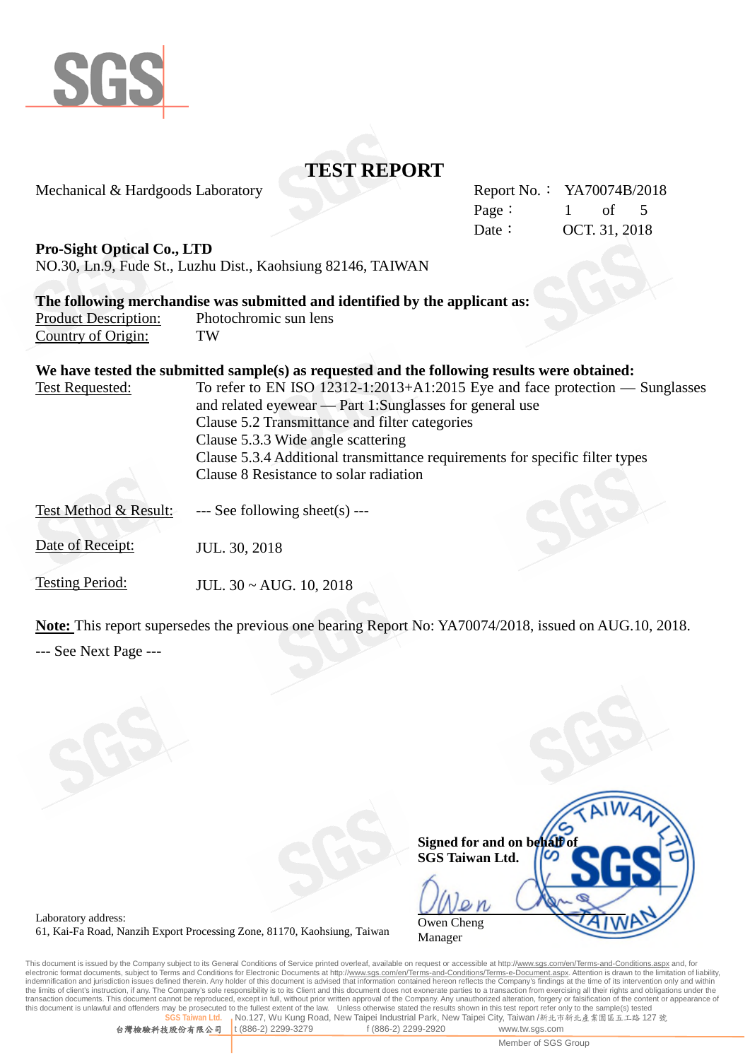# TEST REPORT

Mechanical & Hardgoods Laboratory

Report No.： YA70074B/2018
Page： 1 of 5
Date： OCT. 31, 2018

**Pro-Sight Optical Co., LTD**
NO.30, Ln.9, Fude St., Luzhu Dist., Kaohsiung 82146, TAIWAN

**The following merchandise was submitted and identified by the applicant as:**

Product Description: Photochromic sun lens
Country of Origin: TW

**We have tested the submitted sample(s) as requested and the following results were obtained:**

Test Requested: To refer to EN ISO 12312-1:2013+A1:2015 Eye and face protection — Sunglasses and related eyewear — Part 1:Sunglasses for general use
Clause 5.2 Transmittance and filter categories
Clause 5.3.3 Wide angle scattering
Clause 5.3.4 Additional transmittance requirements for specific filter types
Clause 8 Resistance to solar radiation

Test Method & Result: --- See following sheet(s) ---

Date of Receipt: JUL. 30, 2018

Testing Period: JUL. 30 ~ AUG. 10, 2018

**Note:** This report supersedes the previous one bearing Report No: YA70074/2018, issued on AUG.10, 2018.

--- See Next Page ---

**Signed for and on behalf of**
**SGS Taiwan Ltd.**

Owen Cheng
Manager

Laboratory address:
61, Kai-Fa Road, Nanzih Export Processing Zone, 81170, Kaohsiung, Taiwan

This document is issued by the Company subject to its General Conditions of Service printed overleaf, available on request or accessible at http://www.sgs.com/en/Terms-and-Conditions.aspx and, for electronic format documents, subject to Terms and Conditions for Electronic Documents at http://www.sgs.com/en/Terms-and-Conditions/Terms-e-Document.aspx. Attention is drawn to the limitation of liability, indemnification and jurisdiction issues defined therein. Any holder of this document is advised that information contained hereon reflects the Company's findings at the time of its intervention only and within the limits of client's instruction, if any. The Company's sole responsibility is to its Client and this document does not exonerate parties to a transaction from exercising all their rights and obligations under the transaction documents. This document cannot be reproduced, except in full, without prior written approval of the Company. Any unauthorized alteration, forgery or falsification of the content or appearance of this document is unlawful and offenders may be prosecuted to the fullest extent of the law. Unless otherwise stated the results shown in this test report refer only to the sample(s) tested

SGS Taiwan Ltd. 台灣檢驗科技股份有限公司 | No.127, Wu Kung Road, New Taipei Industrial Park, New Taipei City, Taiwan /新北市新北產業園區五工路 127 號 | t (886-2) 2299-3279 | f (886-2) 2299-2920 | www.tw.sgs.com

Member of SGS Group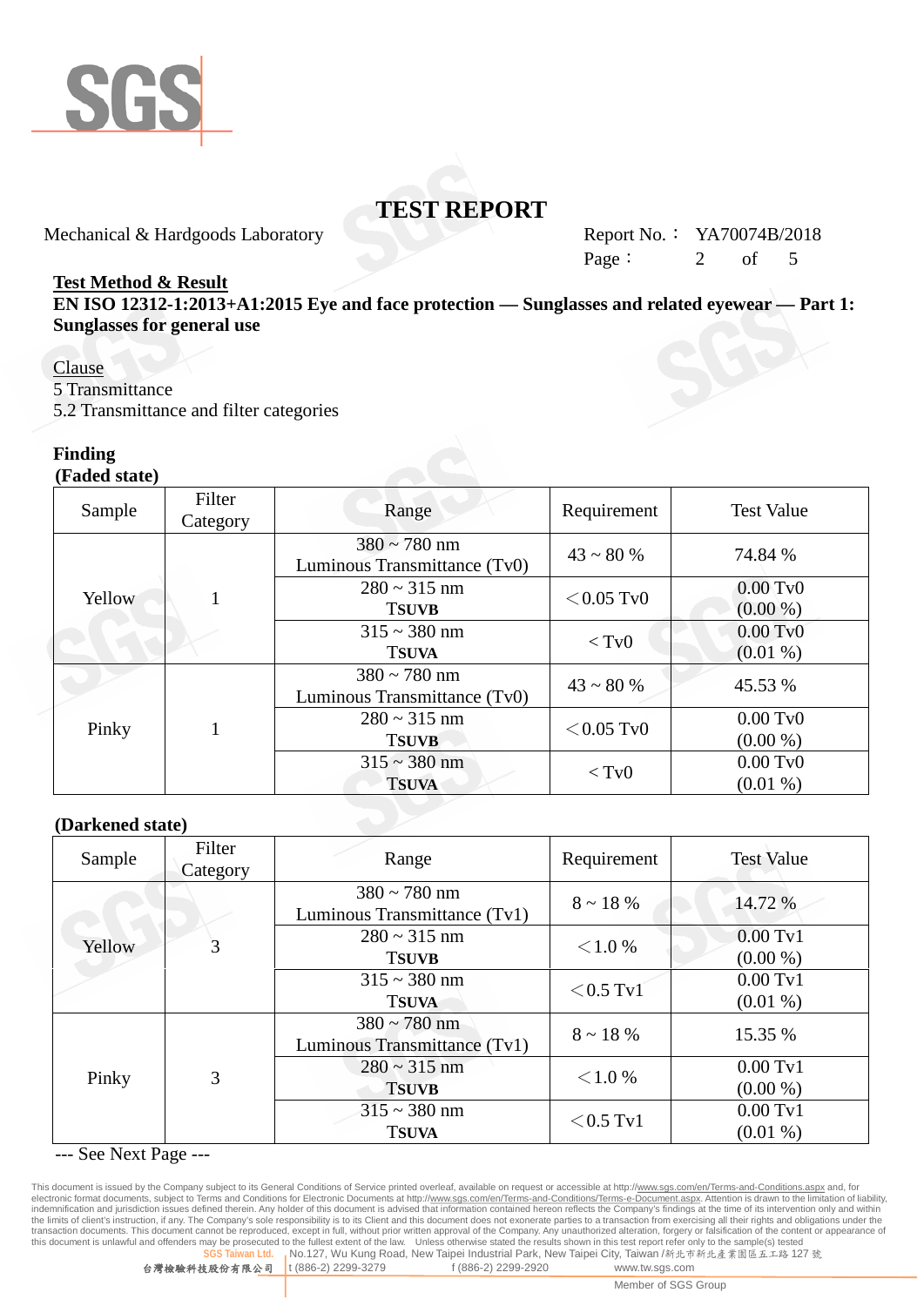# TEST REPORT

Mechanical & Hardgoods Laboratory

Report No.： YA70074B/2018

**Test Method & Result**

**EN ISO 12312-1:2013+A1:2015 Eye and face protection — Sunglasses and related eyewear — Part 1: Sunglasses for general use**

Clause

5 Transmittance

5.2 Transmittance and filter categories

**Finding**

**(Faded state)**

| Sample | Filter Category | Range | Requirement | Test Value |
|---|---|---|---|---|
| Yellow | 1 | 380 ~ 780 nm Luminous Transmittance (Tv0) | 43 ~ 80 % | 74.84 % |
| | | 280 ~ 315 nm **TSUVB** | ＜0.05 Tv0 | 0.00 Tv0 (0.00 %) |
| | | 315 ~ 380 nm **TSUVA** | ＜Tv0 | 0.00 Tv0 (0.01 %) |
| Pinky | 1 | 380 ~ 780 nm Luminous Transmittance (Tv0) | 43 ~ 80 % | 45.53 % |
| | | 280 ~ 315 nm **TSUVB** | ＜0.05 Tv0 | 0.00 Tv0 (0.00 %) |
| | | 315 ~ 380 nm **TSUVA** | ＜Tv0 | 0.00 Tv0 (0.01 %) |

**(Darkened state)**

| Sample | Filter Category | Range | Requirement | Test Value |
|---|---|---|---|---|
| Yellow | 3 | 380 ~ 780 nm Luminous Transmittance (Tv1) | 8 ~ 18 % | 14.72 % |
| | | 280 ~ 315 nm **TSUVB** | ＜1.0 % | 0.00 Tv1 (0.00 %) |
| | | 315 ~ 380 nm **TSUVA** | ＜0.5 Tv1 | 0.00 Tv1 (0.01 %) |
| Pinky | 3 | 380 ~ 780 nm Luminous Transmittance (Tv1) | 8 ~ 18 % | 15.35 % |
| | | 280 ~ 315 nm **TSUVB** | ＜1.0 % | 0.00 Tv1 (0.00 %) |
| | | 315 ~ 380 nm **TSUVA** | ＜0.5 Tv1 | 0.00 Tv1 (0.01 %) |

--- See Next Page ---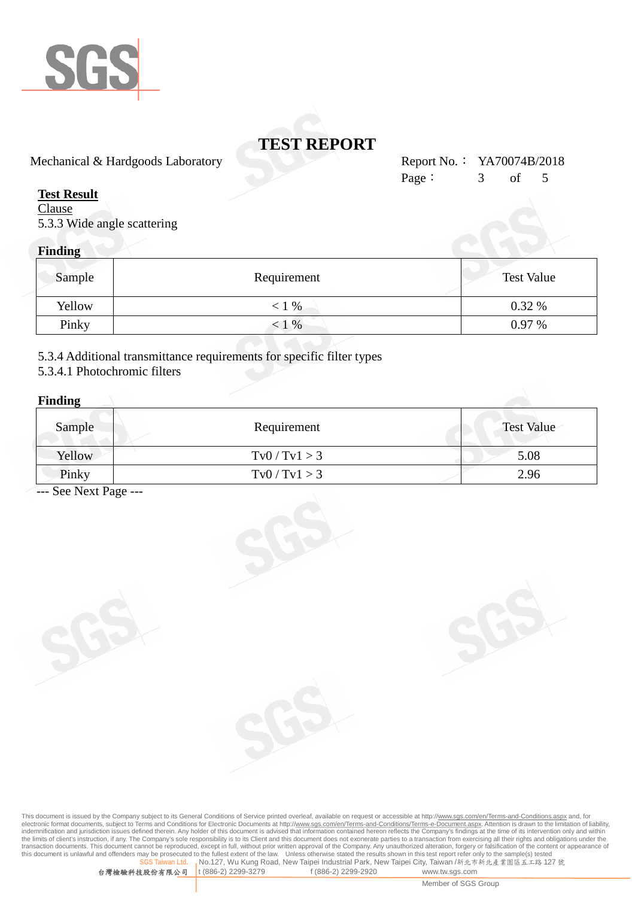# TEST REPORT

Mechanical & Hardgoods Laboratory

Report No.： YA70074B/2018

**Test Result**

Clause

5.3.3 Wide angle scattering

**Finding**

| Sample | Requirement | Test Value |
|---|---|---|
| Yellow | < 1 % | 0.32 % |
| Pinky | < 1 % | 0.97 % |

5.3.4 Additional transmittance requirements for specific filter types

5.3.4.1 Photochromic filters

**Finding**

| Sample | Requirement | Test Value |
|---|---|---|
| Yellow | $Tv0 / Tv1 > 3$ | 5.08 |
| Pinky | $Tv0 / Tv1 > 3$ | 2.96 |

--- See Next Page ---

This document is issued by the Company subject to its General Conditions of Service printed overleaf, available on request or accessible at http://www.sgs.com/en/Terms-and-Conditions.aspx and, for electronic format documents, subject to Terms and Conditions for Electronic Documents at http://www.sgs.com/en/Terms-and-Conditions/Terms-e-Document.aspx. Attention is drawn to the limitation of liability, indemnification and jurisdiction issues defined therein. Any holder of this document is advised that information contained hereon reflects the Company's findings at the time of its intervention only and within the limits of client's instruction, if any. The Company's sole responsibility is to its Client and this document does not exonerate parties to a transaction from exercising all their rights and obligations under the transaction documents. This document cannot be reproduced, except in full, without prior written approval of the Company. Any unauthorized alteration, forgery or falsification of the content or appearance of this document is unlawful and offenders may be prosecuted to the fullest extent of the law. Unless otherwise stated the results shown in this test report refer only to the sample(s) tested

SGS Taiwan Ltd. 台灣檢驗科技股份有限公司 | No.127, Wu Kung Road, New Taipei Industrial Park, New Taipei City, Taiwan /新北市新北產業園區五工路 127 號 | t (886-2) 2299-3279 | f (886-2) 2299-2920 | www.tw.sgs.com

Member of SGS Group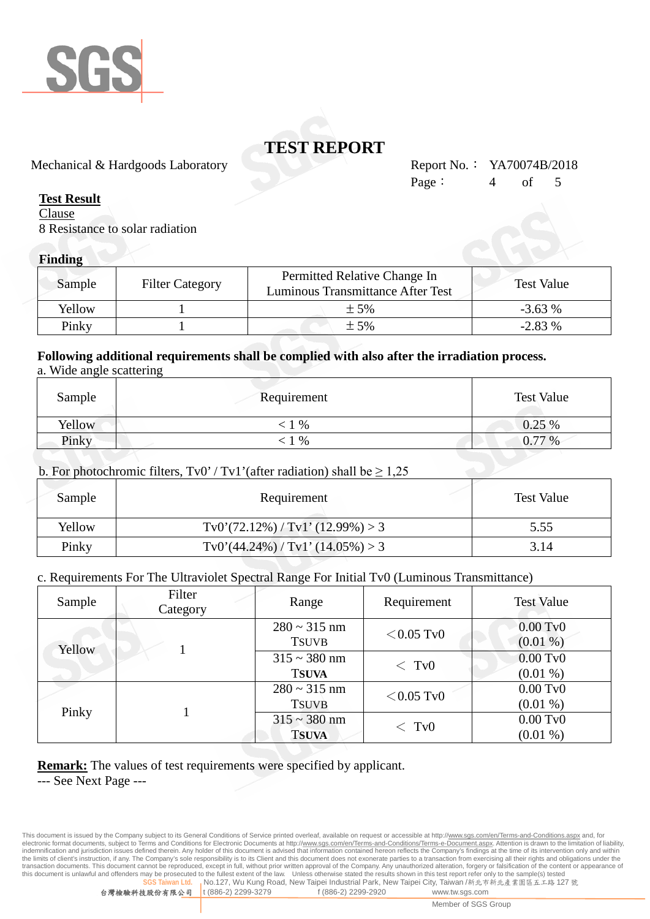# TEST REPORT

Mechanical & Hardgoods Laboratory

Report No.： YA70074B/2018

**Test Result**

Clause

8 Resistance to solar radiation

**Finding**

| Sample | Filter Category | Permitted Relative Change In Luminous Transmittance After Test | Test Value |
|---|---|---|---|
| Yellow | 1 | ± 5% | -3.63 % |
| Pinky | 1 | ± 5% | -2.83 % |

**Following additional requirements shall be complied with also after the irradiation process.**

a. Wide angle scattering

| Sample | Requirement | Test Value |
|---|---|---|
| Yellow | < 1 % | 0.25 % |
| Pinky | < 1 % | 0.77 % |

b. For photochromic filters, Tv0' / Tv1'(after radiation) shall be ≥ 1,25

| Sample | Requirement | Test Value |
|---|---|---|
| Yellow | Tv0'(72.12%) / Tv1' (12.99%) > 3 | 5.55 |
| Pinky | Tv0'(44.24%) / Tv1' (14.05%) > 3 | 3.14 |

c. Requirements For The Ultraviolet Spectral Range For Initial Tv0 (Luminous Transmittance)

| Sample | Filter Category | Range | Requirement | Test Value |
|---|---|---|---|---|
| Yellow | 1 | 280 ~ 315 nm TSUVB | ＜0.05 Tv0 | 0.00 Tv0 (0.01 %) |
| | | 315 ~ 380 nm TSUVA | ＜ Tv0 | 0.00 Tv0 (0.01 %) |
| Pinky | 1 | 280 ~ 315 nm TSUVB | ＜0.05 Tv0 | 0.00 Tv0 (0.01 %) |
| | | 315 ~ 380 nm TSUVA | ＜ Tv0 | 0.00 Tv0 (0.01 %) |

**Remark:** The values of test requirements were specified by applicant.

--- See Next Page ---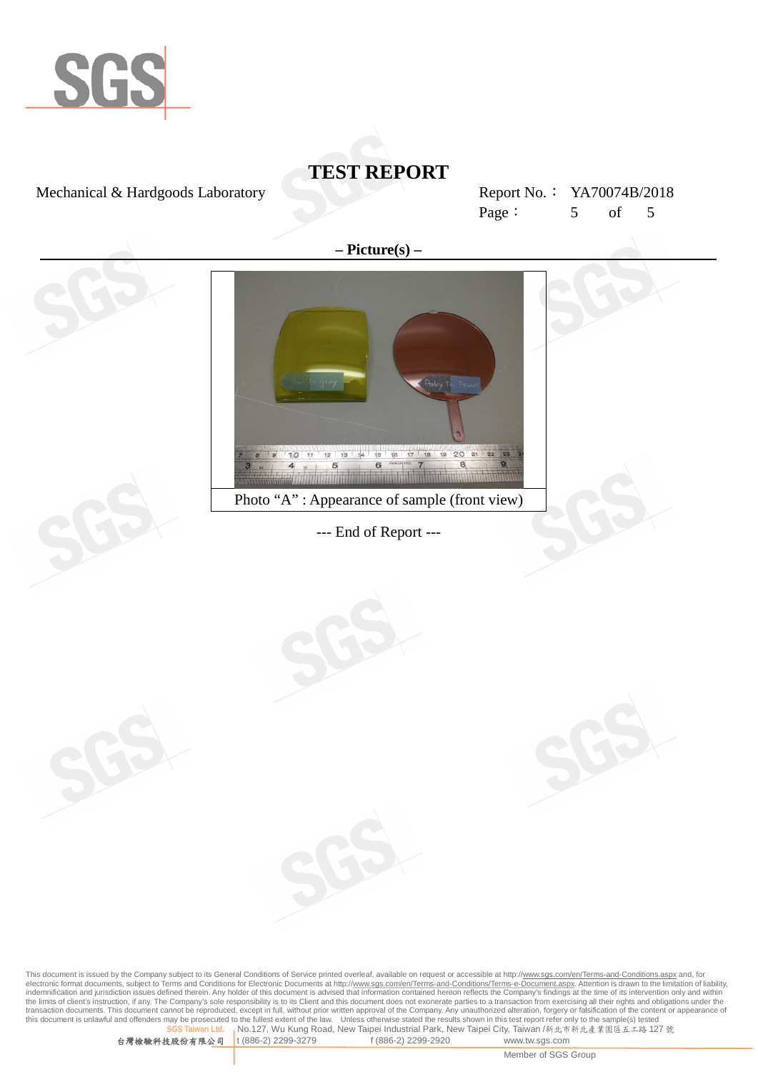# TEST REPORT

Mechanical & Hardgoods Laboratory

Report No.： YA70074B/2018

## – Picture(s) –

Photo “A” : Appearance of sample (front view)

--- End of Report ---

This document is issued by the Company subject to its General Conditions of Service printed overleaf, available on request or accessible at http://www.sgs.com/en/Terms-and-Conditions.aspx and, for electronic format documents, subject to Terms and Conditions for Electronic Documents at http://www.sgs.com/en/Terms-and-Conditions/Terms-e-Document.aspx. Attention is drawn to the limitation of liability, indemnification and jurisdiction issues defined therein. Any holder of this document is advised that information contained hereon reflects the Company's findings at the time of its intervention only and within the limits of client's instruction, if any. The Company's sole responsibility is to its Client and this document does not exonerate parties to a transaction from exercising all their rights and obligations under the transaction documents. This document cannot be reproduced, except in full, without prior written approval of the Company. Any unauthorized alteration, forgery or falsification of the content or appearance of this document is unlawful and offenders may be prosecuted to the fullest extent of the law. Unless otherwise stated the results shown in this test report refer only to the sample(s) tested

SGS Taiwan Ltd. No.127, Wu Kung Road, New Taipei Industrial Park, New Taipei City, Taiwan /新北市新北產業園區五工路 127 號

台灣檢驗科技股份有限公司 t (886-2) 2299-3279 f (886-2) 2299-2920 www.tw.sgs.com

Member of SGS Group